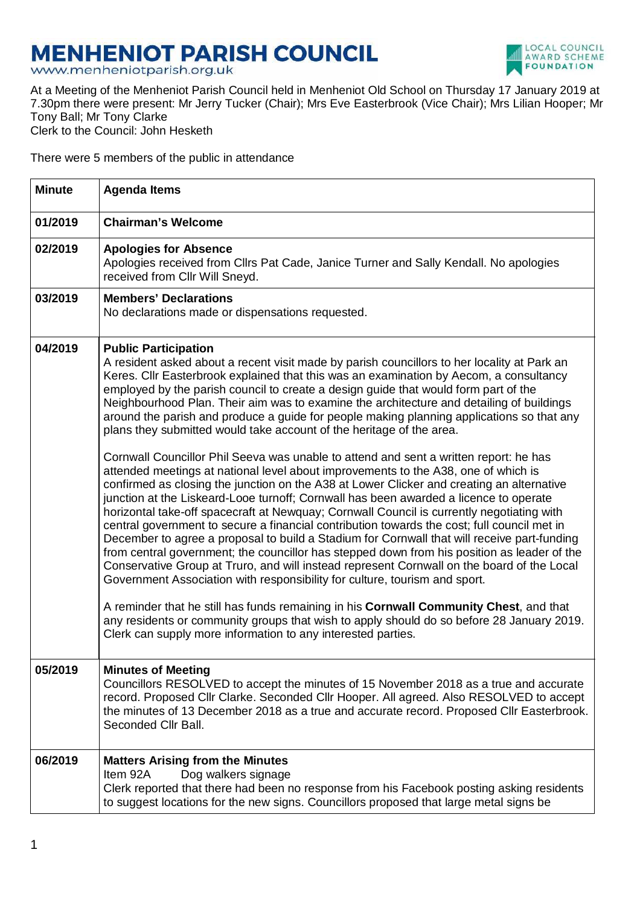# MENHENIOT PARISH COUNCIL

www.menheniotparish.org.uk

At a Meeting of the Menheniot Parish Council held in Menheniot Old School on Thursday 17 January 2019 at 7.30pm there were present: Mr Jerry Tucker (Chair); Mrs Eve Easterbrook (Vice Chair); Mrs Lilian Hooper; Mr Tony Ball; Mr Tony Clarke
Clerk to the Council: John Hesketh

There were 5 members of the public in attendance

| Minute | Agenda Items |
|---|---|
| 01/2019 | **Chairman's Welcome** |
| 02/2019 | **Apologies for Absence**<br>Apologies received from Cllrs Pat Cade, Janice Turner and Sally Kendall. No apologies received from Cllr Will Sneyd. |
| 03/2019 | **Members' Declarations**<br>No declarations made or dispensations requested. |
| 04/2019 | **Public Participation**<br>A resident asked about a recent visit made by parish councillors to her locality at Park an Keres. Cllr Easterbrook explained that this was an examination by Aecom, a consultancy employed by the parish council to create a design guide that would form part of the Neighbourhood Plan. Their aim was to examine the architecture and detailing of buildings around the parish and produce a guide for people making planning applications so that any plans they submitted would take account of the heritage of the area.<br><br>Cornwall Councillor Phil Seeva was unable to attend and sent a written report: he has attended meetings at national level about improvements to the A38, one of which is confirmed as closing the junction on the A38 at Lower Clicker and creating an alternative junction at the Liskeard-Looe turnoff; Cornwall has been awarded a licence to operate horizontal take-off spacecraft at Newquay; Cornwall Council is currently negotiating with central government to secure a financial contribution towards the cost; full council met in December to agree a proposal to build a Stadium for Cornwall that will receive part-funding from central government; the councillor has stepped down from his position as leader of the Conservative Group at Truro, and will instead represent Cornwall on the board of the Local Government Association with responsibility for culture, tourism and sport.<br><br>A reminder that he still has funds remaining in his **Cornwall Community Chest**, and that any residents or community groups that wish to apply should do so before 28 January 2019. Clerk can supply more information to any interested parties. |
| 05/2019 | **Minutes of Meeting**<br>Councillors RESOLVED to accept the minutes of 15 November 2018 as a true and accurate record. Proposed Cllr Clarke. Seconded Cllr Hooper. All agreed. Also RESOLVED to accept the minutes of 13 December 2018 as a true and accurate record. Proposed Cllr Easterbrook. Seconded Cllr Ball. |
| 06/2019 | **Matters Arising from the Minutes**<br>Item 92A Dog walkers signage<br>Clerk reported that there had been no response from his Facebook posting asking residents to suggest locations for the new signs. Councillors proposed that large metal signs be |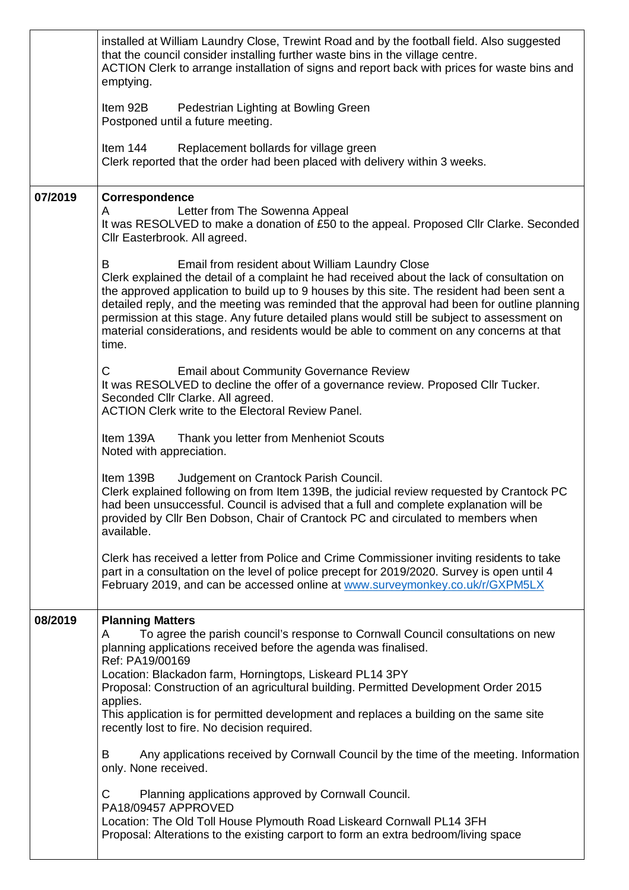| | |
|---|---|
| | installed at William Laundry Close, Trewint Road and by the football field. Also suggested that the council consider installing further waste bins in the village centre.<br>ACTION Clerk to arrange installation of signs and report back with prices for waste bins and emptying.<br><br>Item 92B Pedestrian Lighting at Bowling Green<br>Postponed until a future meeting.<br><br>Item 144 Replacement bollards for village green<br>Clerk reported that the order had been placed with delivery within 3 weeks. |
| 07/2019 | **Correspondence**<br>A Letter from The Sowenna Appeal<br>It was RESOLVED to make a donation of £50 to the appeal. Proposed Cllr Clarke. Seconded Cllr Easterbrook. All agreed.<br><br>B Email from resident about William Laundry Close<br>Clerk explained the detail of a complaint he had received about the lack of consultation on the approved application to build up to 9 houses by this site. The resident had been sent a detailed reply, and the meeting was reminded that the approval had been for outline planning permission at this stage. Any future detailed plans would still be subject to assessment on material considerations, and residents would be able to comment on any concerns at that time.<br><br>C Email about Community Governance Review<br>It was RESOLVED to decline the offer of a governance review. Proposed Cllr Tucker. Seconded Cllr Clarke. All agreed.<br>ACTION Clerk write to the Electoral Review Panel.<br><br>Item 139A Thank you letter from Menheniot Scouts<br>Noted with appreciation.<br><br>Item 139B Judgement on Crantock Parish Council.<br>Clerk explained following on from Item 139B, the judicial review requested by Crantock PC had been unsuccessful. Council is advised that a full and complete explanation will be provided by Cllr Ben Dobson, Chair of Crantock PC and circulated to members when available.<br><br>Clerk has received a letter from Police and Crime Commissioner inviting residents to take part in a consultation on the level of police precept for 2019/2020. Survey is open until 4 February 2019, and can be accessed online at www.surveymonkey.co.uk/r/GXPM5LX |
| 08/2019 | **Planning Matters**<br>A To agree the parish council's response to Cornwall Council consultations on new planning applications received before the agenda was finalised.<br>Ref: PA19/00169<br>Location: Blackadon farm, Horningtops, Liskeard PL14 3PY<br>Proposal: Construction of an agricultural building. Permitted Development Order 2015 applies.<br>This application is for permitted development and replaces a building on the same site recently lost to fire. No decision required.<br><br>B Any applications received by Cornwall Council by the time of the meeting. Information only. None received.<br><br>C Planning applications approved by Cornwall Council.<br>PA18/09457 APPROVED<br>Location: The Old Toll House Plymouth Road Liskeard Cornwall PL14 3FH<br>Proposal: Alterations to the existing carport to form an extra bedroom/living space |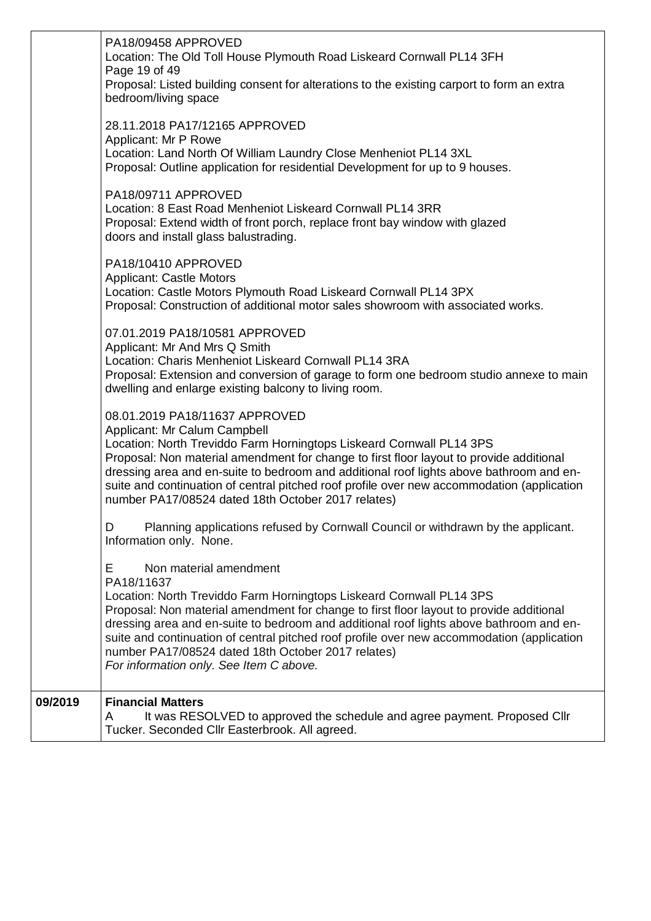| | |
|---|---|
| | PA18/09458 APPROVED<br>Location: The Old Toll House Plymouth Road Liskeard Cornwall PL14 3FH<br>Page 19 of 49<br>Proposal: Listed building consent for alterations to the existing carport to form an extra bedroom/living space<br><br>28.11.2018 PA17/12165 APPROVED<br>Applicant: Mr P Rowe<br>Location: Land North Of William Laundry Close Menheniot PL14 3XL<br>Proposal: Outline application for residential Development for up to 9 houses.<br><br>PA18/09711 APPROVED<br>Location: 8 East Road Menheniot Liskeard Cornwall PL14 3RR<br>Proposal: Extend width of front porch, replace front bay window with glazed doors and install glass balustrading.<br><br>PA18/10410 APPROVED<br>Applicant: Castle Motors<br>Location: Castle Motors Plymouth Road Liskeard Cornwall PL14 3PX<br>Proposal: Construction of additional motor sales showroom with associated works.<br><br>07.01.2019 PA18/10581 APPROVED<br>Applicant: Mr And Mrs Q Smith<br>Location: Charis Menheniot Liskeard Cornwall PL14 3RA<br>Proposal: Extension and conversion of garage to form one bedroom studio annexe to main dwelling and enlarge existing balcony to living room.<br><br>08.01.2019 PA18/11637 APPROVED<br>Applicant: Mr Calum Campbell<br>Location: North Treviddo Farm Horningtops Liskeard Cornwall PL14 3PS<br>Proposal: Non material amendment for change to first floor layout to provide additional dressing area and en-suite to bedroom and additional roof lights above bathroom and en-suite and continuation of central pitched roof profile over new accommodation (application number PA17/08524 dated 18th October 2017 relates)<br><br>D Planning applications refused by Cornwall Council or withdrawn by the applicant. Information only. None.<br><br>E Non material amendment<br>PA18/11637<br>Location: North Treviddo Farm Horningtops Liskeard Cornwall PL14 3PS<br>Proposal: Non material amendment for change to first floor layout to provide additional dressing area and en-suite to bedroom and additional roof lights above bathroom and en-suite and continuation of central pitched roof profile over new accommodation (application number PA17/08524 dated 18th October 2017 relates)<br>*For information only. See Item C above.* |
| **09/2019** | **Financial Matters**<br>A It was RESOLVED to approved the schedule and agree payment. Proposed Cllr Tucker. Seconded Cllr Easterbrook. All agreed. |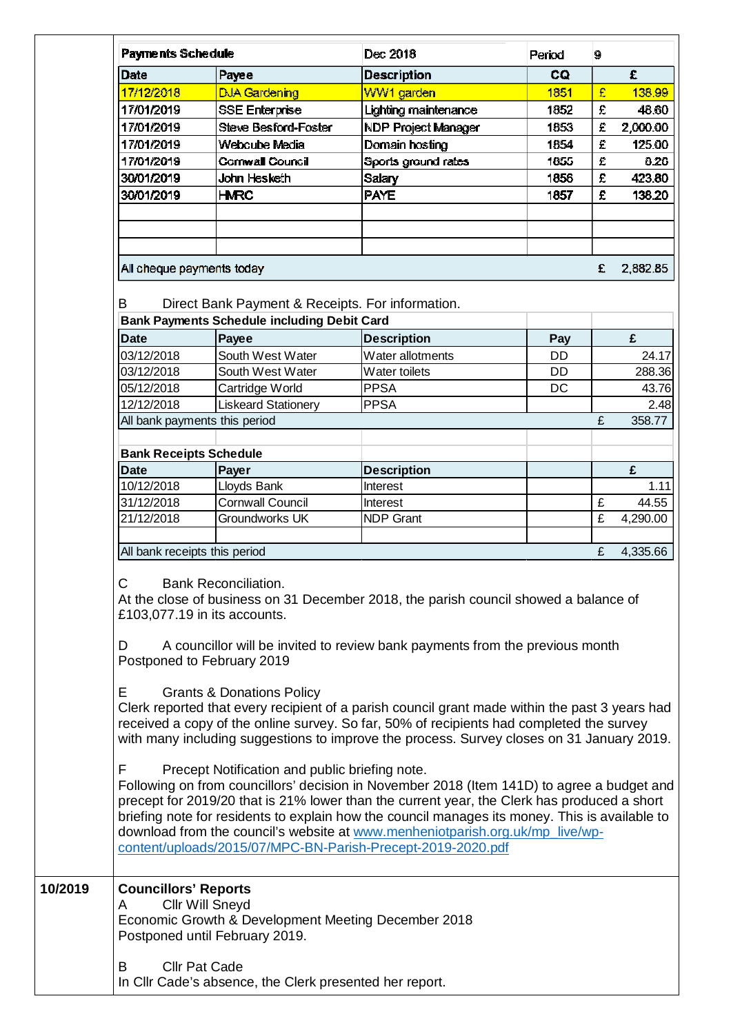| Payments Schedule | | Dec 2018 | Period | 9 |
|---|---|---|---|---|
| **Date** | **Payee** | **Description** | **CQ** | **£** |
| 17/12/2018 | DJA Gardening | WW1 garden | 1851 | £ 138.99 |
| 17/01/2019 | SSE Enterprise | Lighting maintenance | 1852 | £ 48.60 |
| 17/01/2019 | Steve Besford-Foster | NDP Project Manager | 1853 | £ 2,000.00 |
| 17/01/2019 | Webcube Media | Domain hosting | 1854 | £ 125.00 |
| 17/01/2019 | Cornwall Council | Sports ground rates | 1855 | £ 8.26 |
| 30/01/2019 | John Hesketh | Salary | 1856 | £ 423.80 |
| 30/01/2019 | HMRC | PAYE | 1857 | £ 138.20 |
| | | | | |
| | | | | |
| | | | | |
| All cheque payments today | | | | £ 2,882.85 |

B Direct Bank Payment & Receipts. For information.

| Bank Payments Schedule including Debit Card | | | | |
|---|---|---|---|---|
| **Date** | **Payee** | **Description** | **Pay** | **£** |
| 03/12/2018 | South West Water | Water allotments | DD | 24.17 |
| 03/12/2018 | South West Water | Water toilets | DD | 288.36 |
| 05/12/2018 | Cartridge World | PPSA | DC | 43.76 |
| 12/12/2018 | Liskeard Stationery | PPSA | | 2.48 |
| All bank payments this period | | | | £ 358.77 |

| Bank Receipts Schedule | | | | |
|---|---|---|---|---|
| **Date** | **Payer** | **Description** | | **£** |
| 10/12/2018 | Lloyds Bank | Interest | | 1.11 |
| 31/12/2018 | Cornwall Council | Interest | | £ 44.55 |
| 21/12/2018 | Groundworks UK | NDP Grant | | £ 4,290.00 |
| | | | | |
| All bank receipts this period | | | | £ 4,335.66 |

C Bank Reconciliation.
At the close of business on 31 December 2018, the parish council showed a balance of £103,077.19 in its accounts.

D A councillor will be invited to review bank payments from the previous month
Postponed to February 2019

E Grants & Donations Policy
Clerk reported that every recipient of a parish council grant made within the past 3 years had received a copy of the online survey. So far, 50% of recipients had completed the survey with many including suggestions to improve the process. Survey closes on 31 January 2019.

F Precept Notification and public briefing note.
Following on from councillors' decision in November 2018 (Item 141D) to agree a budget and precept for 2019/20 that is 21% lower than the current year, the Clerk has produced a short briefing note for residents to explain how the council manages its money. This is available to download from the council's website at www.menheniotparish.org.uk/mp_live/wp-content/uploads/2015/07/MPC-BN-Parish-Precept-2019-2020.pdf

**10/2019** **Councillors' Reports**

A Cllr Will Sneyd
Economic Growth & Development Meeting December 2018
Postponed until February 2019.

B Cllr Pat Cade
In Cllr Cade's absence, the Clerk presented her report.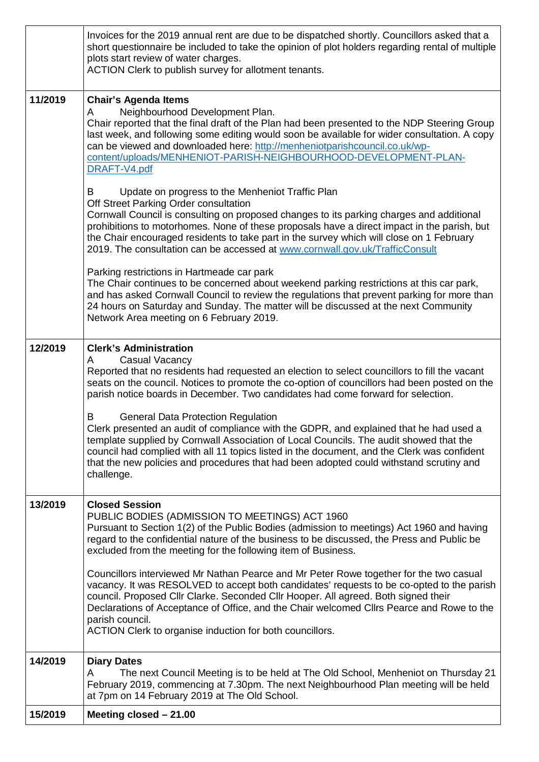| | |
|---|---|
| | Invoices for the 2019 annual rent are due to be dispatched shortly. Councillors asked that a short questionnaire be included to take the opinion of plot holders regarding rental of multiple plots start review of water charges.<br>ACTION Clerk to publish survey for allotment tenants. |
| 11/2019 | **Chair's Agenda Items**<br>A Neighbourhood Development Plan.<br>Chair reported that the final draft of the Plan had been presented to the NDP Steering Group last week, and following some editing would soon be available for wider consultation. A copy can be viewed and downloaded here: http://menheniotparishcouncil.co.uk/wp-content/uploads/MENHENIOT-PARISH-NEIGHBOURHOOD-DEVELOPMENT-PLAN-DRAFT-V4.pdf<br><br>B Update on progress to the Menheniot Traffic Plan<br>Off Street Parking Order consultation<br>Cornwall Council is consulting on proposed changes to its parking charges and additional prohibitions to motorhomes. None of these proposals have a direct impact in the parish, but the Chair encouraged residents to take part in the survey which will close on 1 February 2019. The consultation can be accessed at www.cornwall.gov.uk/TrafficConsult<br><br>Parking restrictions in Hartmeade car park<br>The Chair continues to be concerned about weekend parking restrictions at this car park, and has asked Cornwall Council to review the regulations that prevent parking for more than 24 hours on Saturday and Sunday. The matter will be discussed at the next Community Network Area meeting on 6 February 2019. |
| 12/2019 | **Clerk's Administration**<br>A Casual Vacancy<br>Reported that no residents had requested an election to select councillors to fill the vacant seats on the council. Notices to promote the co-option of councillors had been posted on the parish notice boards in December. Two candidates had come forward for selection.<br><br>B General Data Protection Regulation<br>Clerk presented an audit of compliance with the GDPR, and explained that he had used a template supplied by Cornwall Association of Local Councils. The audit showed that the council had complied with all 11 topics listed in the document, and the Clerk was confident that the new policies and procedures that had been adopted could withstand scrutiny and challenge. |
| 13/2019 | **Closed Session**<br>PUBLIC BODIES (ADMISSION TO MEETINGS) ACT 1960<br>Pursuant to Section 1(2) of the Public Bodies (admission to meetings) Act 1960 and having regard to the confidential nature of the business to be discussed, the Press and Public be excluded from the meeting for the following item of Business.<br><br>Councillors interviewed Mr Nathan Pearce and Mr Peter Rowe together for the two casual vacancy. It was RESOLVED to accept both candidates' requests to be co-opted to the parish council. Proposed Cllr Clarke. Seconded Cllr Hooper. All agreed. Both signed their Declarations of Acceptance of Office, and the Chair welcomed Cllrs Pearce and Rowe to the parish council.<br>ACTION Clerk to organise induction for both councillors. |
| 14/2019 | **Diary Dates**<br>A The next Council Meeting is to be held at The Old School, Menheniot on Thursday 21 February 2019, commencing at 7.30pm. The next Neighbourhood Plan meeting will be held at 7pm on 14 February 2019 at The Old School. |
| 15/2019 | **Meeting closed – 21.00** |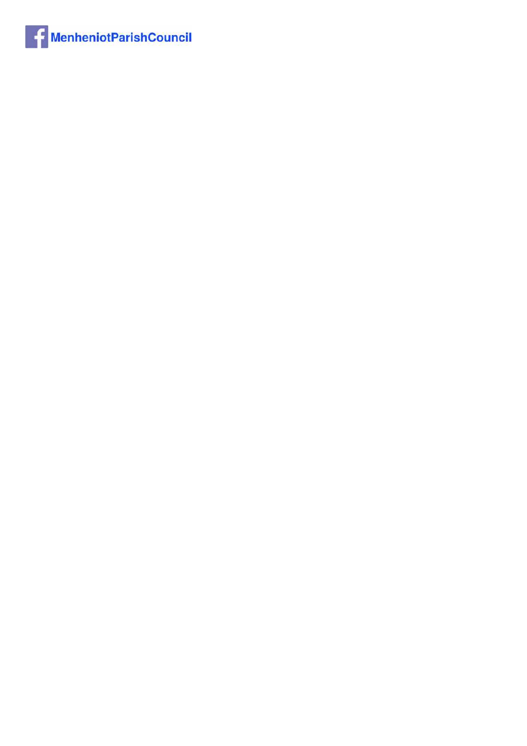MenheniotParishCouncil